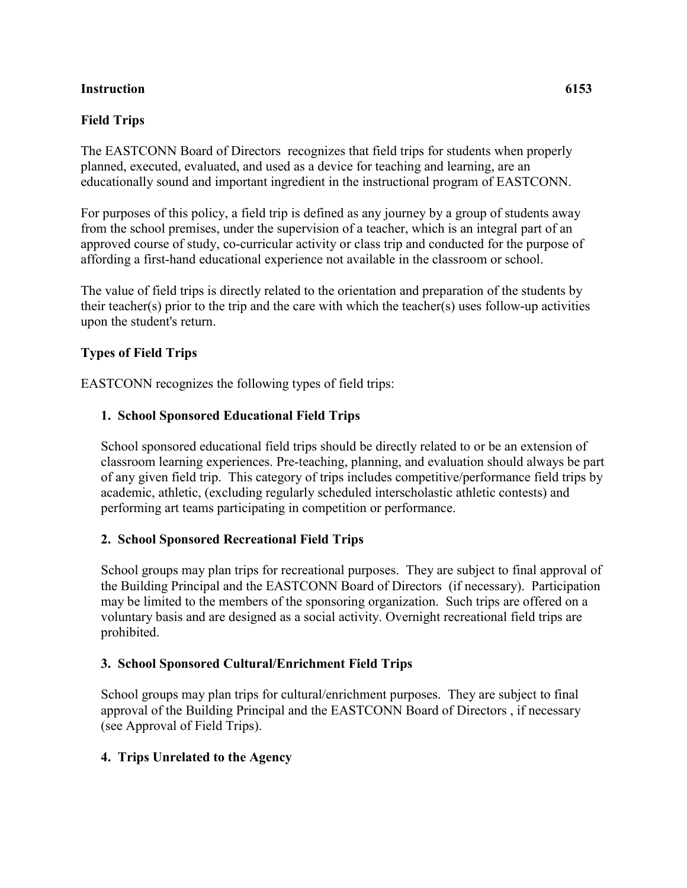**Instruction** **6153**

## Field Trips

The EASTCONN Board of Directors recognizes that field trips for students when properly planned, executed, evaluated, and used as a device for teaching and learning, are an educationally sound and important ingredient in the instructional program of EASTCONN.

For purposes of this policy, a field trip is defined as any journey by a group of students away from the school premises, under the supervision of a teacher, which is an integral part of an approved course of study, co-curricular activity or class trip and conducted for the purpose of affording a first-hand educational experience not available in the classroom or school.

The value of field trips is directly related to the orientation and preparation of the students by their teacher(s) prior to the trip and the care with which the teacher(s) uses follow-up activities upon the student's return.

### Types of Field Trips

EASTCONN recognizes the following types of field trips:

1. **School Sponsored Educational Field Trips**

   School sponsored educational field trips should be directly related to or be an extension of classroom learning experiences. Pre-teaching, planning, and evaluation should always be part of any given field trip. This category of trips includes competitive/performance field trips by academic, athletic, (excluding regularly scheduled interscholastic athletic contests) and performing art teams participating in competition or performance.

2. **School Sponsored Recreational Field Trips**

   School groups may plan trips for recreational purposes. They are subject to final approval of the Building Principal and the EASTCONN Board of Directors (if necessary). Participation may be limited to the members of the sponsoring organization. Such trips are offered on a voluntary basis and are designed as a social activity. Overnight recreational field trips are prohibited.

3. **School Sponsored Cultural/Enrichment Field Trips**

   School groups may plan trips for cultural/enrichment purposes. They are subject to final approval of the Building Principal and the EASTCONN Board of Directors , if necessary (see Approval of Field Trips).

4. **Trips Unrelated to the Agency**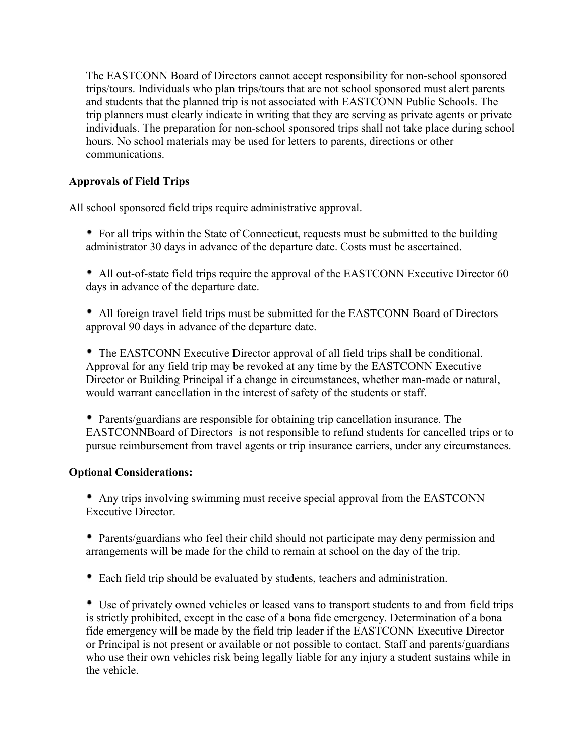The EASTCONN Board of Directors cannot accept responsibility for non-school sponsored trips/tours. Individuals who plan trips/tours that are not school sponsored must alert parents and students that the planned trip is not associated with EASTCONN Public Schools. The trip planners must clearly indicate in writing that they are serving as private agents or private individuals. The preparation for non-school sponsored trips shall not take place during school hours. No school materials may be used for letters to parents, directions or other communications.

**Approvals of Field Trips**

All school sponsored field trips require administrative approval.

- For all trips within the State of Connecticut, requests must be submitted to the building administrator 30 days in advance of the departure date. Costs must be ascertained.

- All out-of-state field trips require the approval of the EASTCONN Executive Director 60 days in advance of the departure date.

- All foreign travel field trips must be submitted for the EASTCONN Board of Directors approval 90 days in advance of the departure date.

- The EASTCONN Executive Director approval of all field trips shall be conditional. Approval for any field trip may be revoked at any time by the EASTCONN Executive Director or Building Principal if a change in circumstances, whether man-made or natural, would warrant cancellation in the interest of safety of the students or staff.

- Parents/guardians are responsible for obtaining trip cancellation insurance. The EASTCONNBoard of Directors is not responsible to refund students for cancelled trips or to pursue reimbursement from travel agents or trip insurance carriers, under any circumstances.

**Optional Considerations:**

- Any trips involving swimming must receive special approval from the EASTCONN Executive Director.

- Parents/guardians who feel their child should not participate may deny permission and arrangements will be made for the child to remain at school on the day of the trip.

- Each field trip should be evaluated by students, teachers and administration.

- Use of privately owned vehicles or leased vans to transport students to and from field trips is strictly prohibited, except in the case of a bona fide emergency. Determination of a bona fide emergency will be made by the field trip leader if the EASTCONN Executive Director or Principal is not present or available or not possible to contact. Staff and parents/guardians who use their own vehicles risk being legally liable for any injury a student sustains while in the vehicle.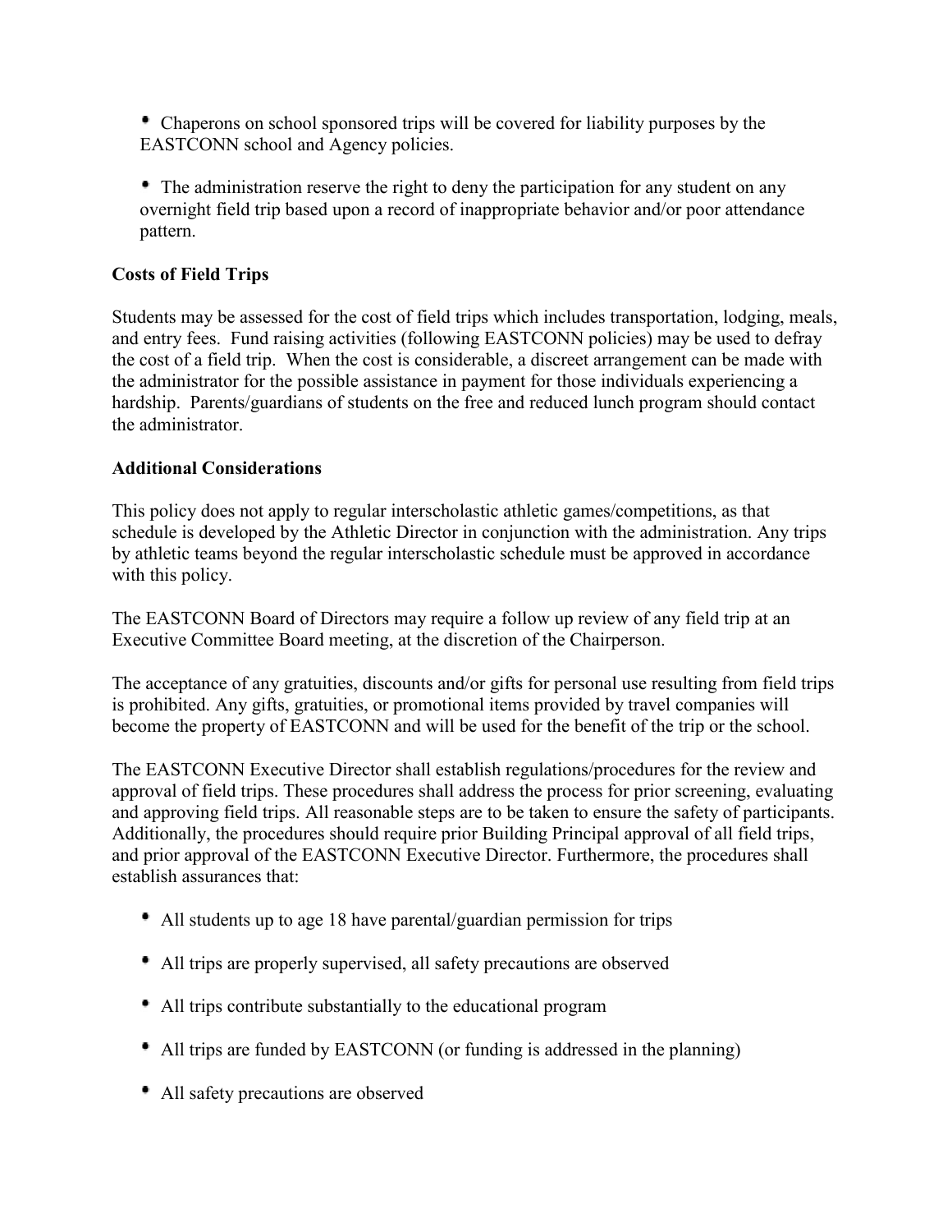- Chaperons on school sponsored trips will be covered for liability purposes by the EASTCONN school and Agency policies.

- The administration reserve the right to deny the participation for any student on any overnight field trip based upon a record of inappropriate behavior and/or poor attendance pattern.

**Costs of Field Trips**

Students may be assessed for the cost of field trips which includes transportation, lodging, meals, and entry fees. Fund raising activities (following EASTCONN policies) may be used to defray the cost of a field trip. When the cost is considerable, a discreet arrangement can be made with the administrator for the possible assistance in payment for those individuals experiencing a hardship. Parents/guardians of students on the free and reduced lunch program should contact the administrator.

**Additional Considerations**

This policy does not apply to regular interscholastic athletic games/competitions, as that schedule is developed by the Athletic Director in conjunction with the administration. Any trips by athletic teams beyond the regular interscholastic schedule must be approved in accordance with this policy.

The EASTCONN Board of Directors may require a follow up review of any field trip at an Executive Committee Board meeting, at the discretion of the Chairperson.

The acceptance of any gratuities, discounts and/or gifts for personal use resulting from field trips is prohibited. Any gifts, gratuities, or promotional items provided by travel companies will become the property of EASTCONN and will be used for the benefit of the trip or the school.

The EASTCONN Executive Director shall establish regulations/procedures for the review and approval of field trips. These procedures shall address the process for prior screening, evaluating and approving field trips. All reasonable steps are to be taken to ensure the safety of participants. Additionally, the procedures should require prior Building Principal approval of all field trips, and prior approval of the EASTCONN Executive Director. Furthermore, the procedures shall establish assurances that:

- All students up to age 18 have parental/guardian permission for trips
- All trips are properly supervised, all safety precautions are observed
- All trips contribute substantially to the educational program
- All trips are funded by EASTCONN (or funding is addressed in the planning)
- All safety precautions are observed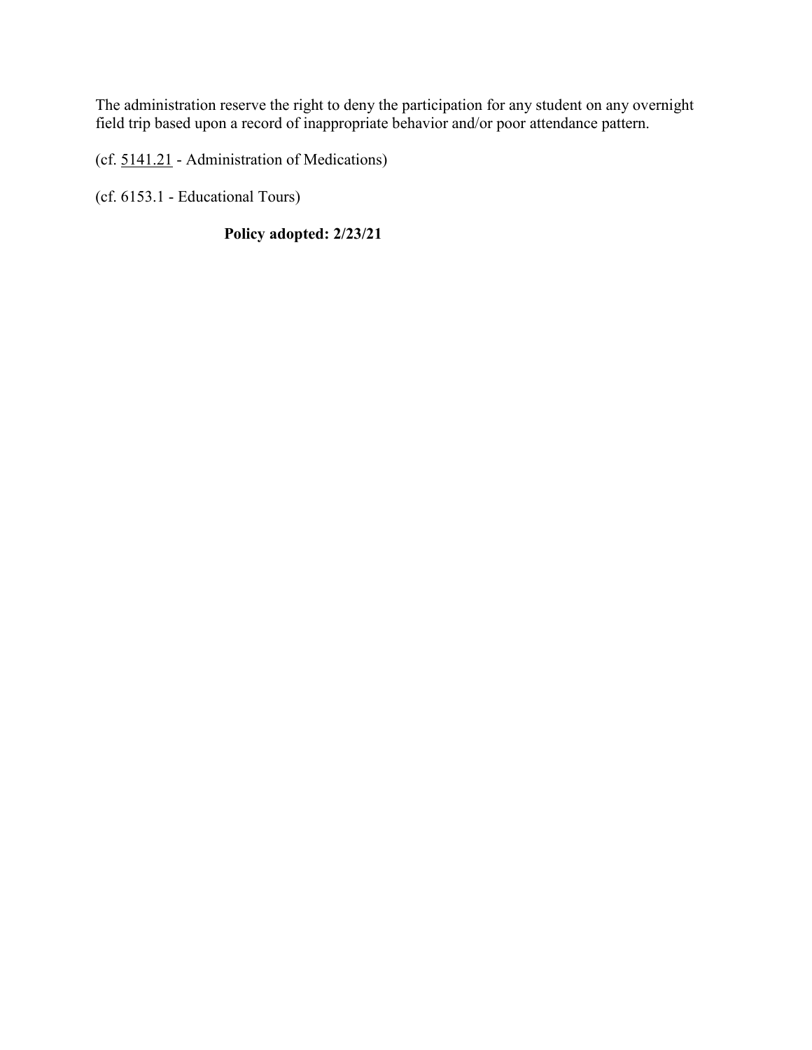The administration reserve the right to deny the participation for any student on any overnight field trip based upon a record of inappropriate behavior and/or poor attendance pattern.

(cf. 5141.21 - Administration of Medications)

(cf. 6153.1 - Educational Tours)

**Policy adopted: 2/23/21**